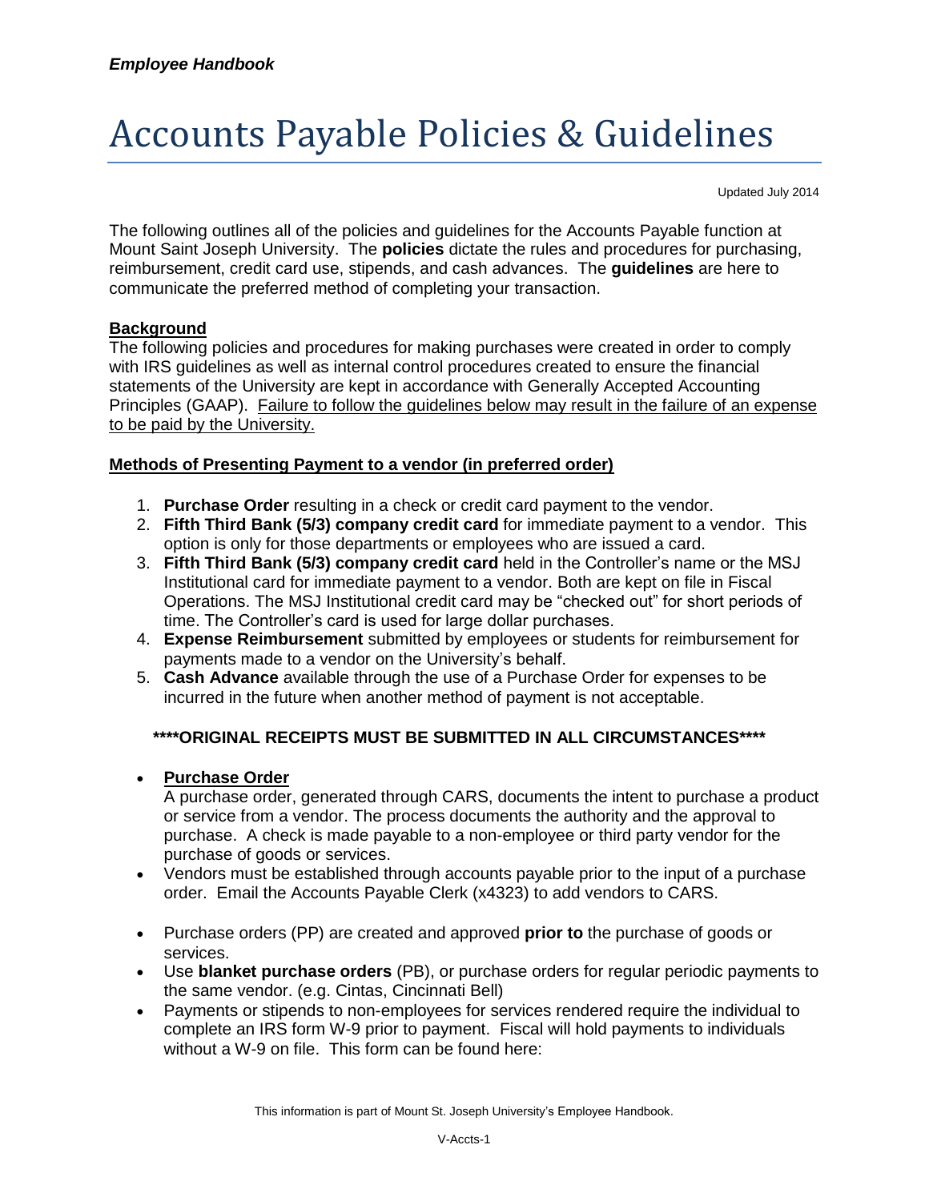*Employee Handbook*

# Accounts Payable Policies & Guidelines

Updated July 2014

The following outlines all of the policies and guidelines for the Accounts Payable function at Mount Saint Joseph University. The **policies** dictate the rules and procedures for purchasing, reimbursement, credit card use, stipends, and cash advances. The **guidelines** are here to communicate the preferred method of completing your transaction.

## Background

The following policies and procedures for making purchases were created in order to comply with IRS guidelines as well as internal control procedures created to ensure the financial statements of the University are kept in accordance with Generally Accepted Accounting Principles (GAAP). Failure to follow the guidelines below may result in the failure of an expense to be paid by the University.

## Methods of Presenting Payment to a vendor (in preferred order)

1. **Purchase Order** resulting in a check or credit card payment to the vendor.
2. **Fifth Third Bank (5/3) company credit card** for immediate payment to a vendor. This option is only for those departments or employees who are issued a card.
3. **Fifth Third Bank (5/3) company credit card** held in the Controller's name or the MSJ Institutional card for immediate payment to a vendor. Both are kept on file in Fiscal Operations. The MSJ Institutional credit card may be "checked out" for short periods of time. The Controller's card is used for large dollar purchases.
4. **Expense Reimbursement** submitted by employees or students for reimbursement for payments made to a vendor on the University's behalf.
5. **Cash Advance** available through the use of a Purchase Order for expenses to be incurred in the future when another method of payment is not acceptable.

**\*\*\*\*ORIGINAL RECEIPTS MUST BE SUBMITTED IN ALL CIRCUMSTANCES\*\*\*\***

- **Purchase Order**
  A purchase order, generated through CARS, documents the intent to purchase a product or service from a vendor. The process documents the authority and the approval to purchase. A check is made payable to a non-employee or third party vendor for the purchase of goods or services.
- Vendors must be established through accounts payable prior to the input of a purchase order. Email the Accounts Payable Clerk (x4323) to add vendors to CARS.
- Purchase orders (PP) are created and approved **prior to** the purchase of goods or services.
- Use **blanket purchase orders** (PB), or purchase orders for regular periodic payments to the same vendor. (e.g. Cintas, Cincinnati Bell)
- Payments or stipends to non-employees for services rendered require the individual to complete an IRS form W-9 prior to payment. Fiscal will hold payments to individuals without a W-9 on file. This form can be found here: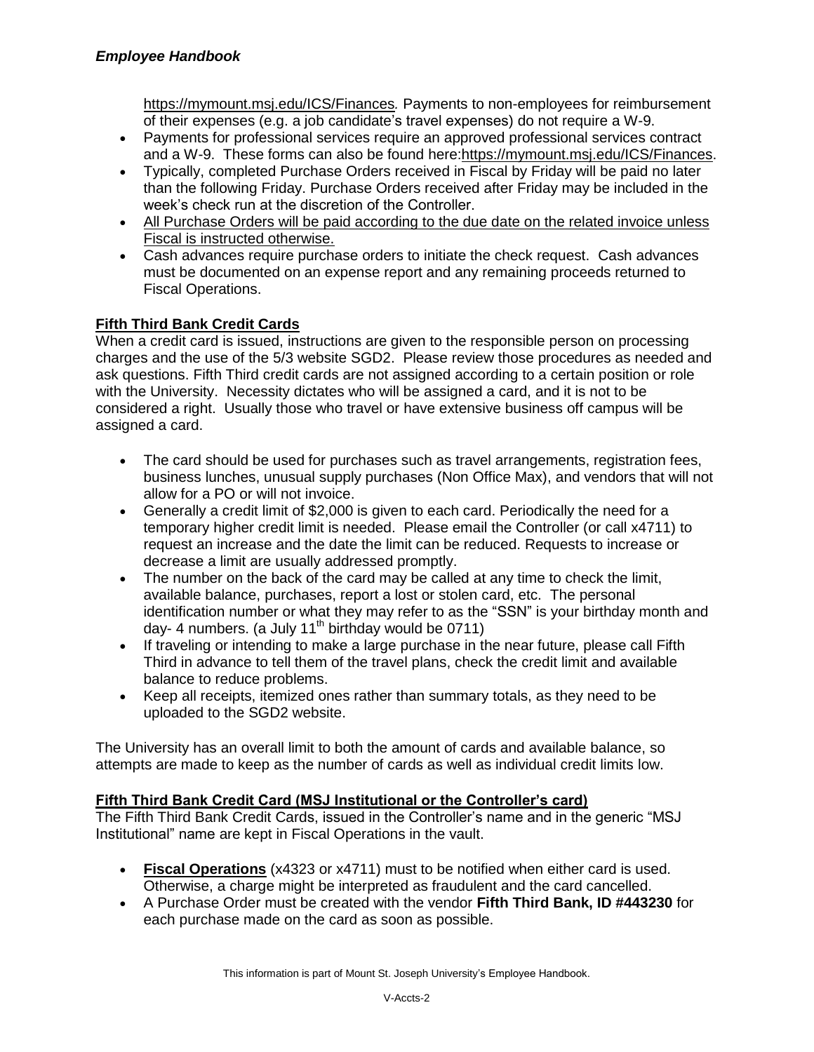https://mymount.msj.edu/ICS/Finances*.* Payments to non-employees for reimbursement of their expenses (e.g. a job candidate's travel expenses) do not require a W-9.

- Payments for professional services require an approved professional services contract and a W-9. These forms can also be found here:https://mymount.msj.edu/ICS/Finances.
- Typically, completed Purchase Orders received in Fiscal by Friday will be paid no later than the following Friday. Purchase Orders received after Friday may be included in the week's check run at the discretion of the Controller.
- <u>All Purchase Orders will be paid according to the due date on the related invoice unless Fiscal is instructed otherwise.</u>
- Cash advances require purchase orders to initiate the check request. Cash advances must be documented on an expense report and any remaining proceeds returned to Fiscal Operations.

**<u>Fifth Third Bank Credit Cards</u>**

When a credit card is issued, instructions are given to the responsible person on processing charges and the use of the 5/3 website SGD2. Please review those procedures as needed and ask questions. Fifth Third credit cards are not assigned according to a certain position or role with the University. Necessity dictates who will be assigned a card, and it is not to be considered a right. Usually those who travel or have extensive business off campus will be assigned a card.

- The card should be used for purchases such as travel arrangements, registration fees, business lunches, unusual supply purchases (Non Office Max), and vendors that will not allow for a PO or will not invoice.
- Generally a credit limit of $2,000 is given to each card. Periodically the need for a temporary higher credit limit is needed. Please email the Controller (or call x4711) to request an increase and the date the limit can be reduced. Requests to increase or decrease a limit are usually addressed promptly.
- The number on the back of the card may be called at any time to check the limit, available balance, purchases, report a lost or stolen card, etc. The personal identification number or what they may refer to as the "SSN" is your birthday month and day- 4 numbers. (a July 11th birthday would be 0711)
- If traveling or intending to make a large purchase in the near future, please call Fifth Third in advance to tell them of the travel plans, check the credit limit and available balance to reduce problems.
- Keep all receipts, itemized ones rather than summary totals, as they need to be uploaded to the SGD2 website.

The University has an overall limit to both the amount of cards and available balance, so attempts are made to keep as the number of cards as well as individual credit limits low.

**<u>Fifth Third Bank Credit Card (MSJ Institutional or the Controller's card)</u>**

The Fifth Third Bank Credit Cards, issued in the Controller's name and in the generic "MSJ Institutional" name are kept in Fiscal Operations in the vault.

- **<u>Fiscal Operations</u>** (x4323 or x4711) must to be notified when either card is used. Otherwise, a charge might be interpreted as fraudulent and the card cancelled.
- A Purchase Order must be created with the vendor **Fifth Third Bank, ID #443230** for each purchase made on the card as soon as possible.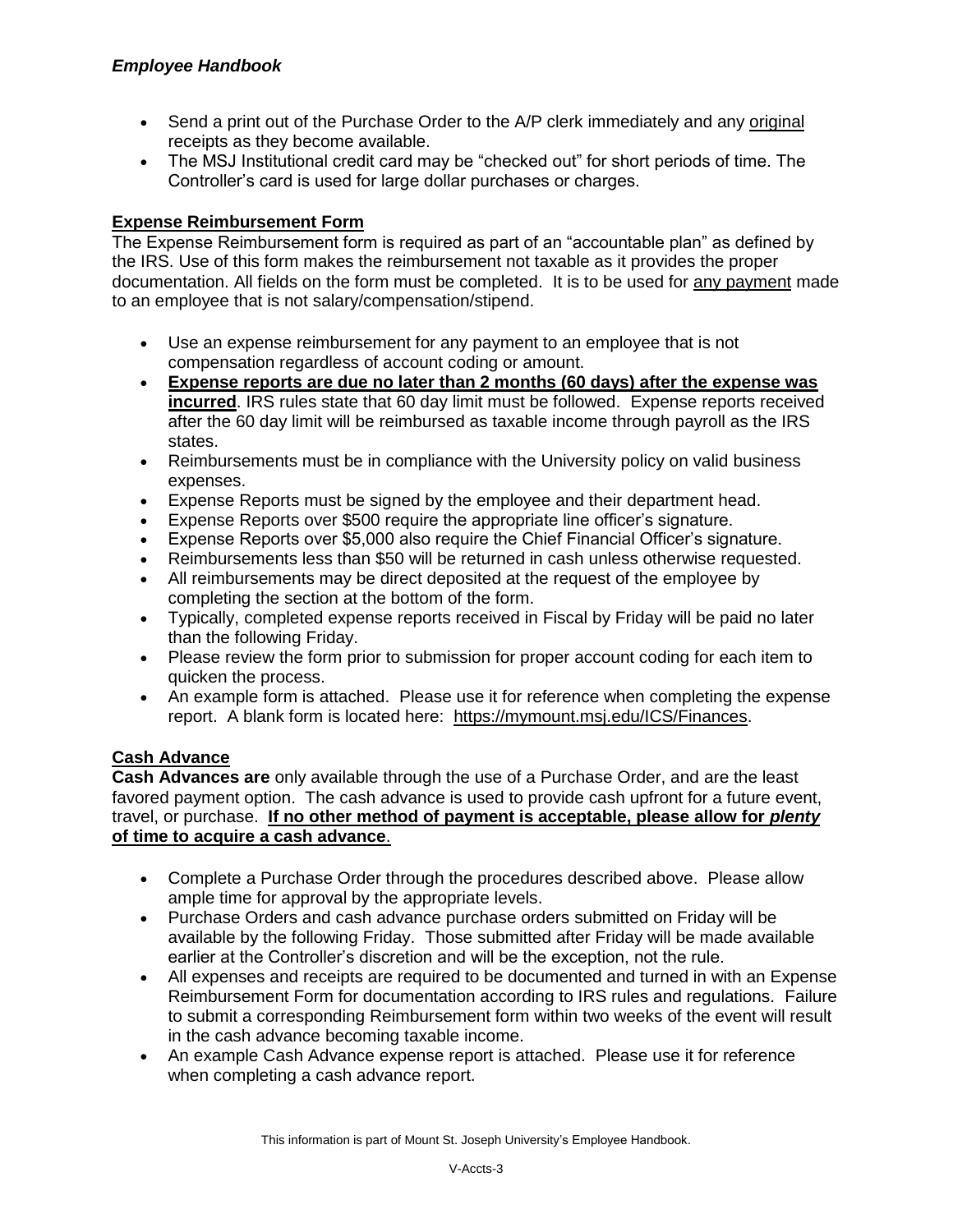- Send a print out of the Purchase Order to the A/P clerk immediately and any original receipts as they become available.
- The MSJ Institutional credit card may be "checked out" for short periods of time. The Controller's card is used for large dollar purchases or charges.

## Expense Reimbursement Form

The Expense Reimbursement form is required as part of an "accountable plan" as defined by the IRS. Use of this form makes the reimbursement not taxable as it provides the proper documentation. All fields on the form must be completed. It is to be used for any payment made to an employee that is not salary/compensation/stipend.

- Use an expense reimbursement for any payment to an employee that is not compensation regardless of account coding or amount.
- **Expense reports are due no later than 2 months (60 days) after the expense was incurred**. IRS rules state that 60 day limit must be followed. Expense reports received after the 60 day limit will be reimbursed as taxable income through payroll as the IRS states.
- Reimbursements must be in compliance with the University policy on valid business expenses.
- Expense Reports must be signed by the employee and their department head.
- Expense Reports over $500 require the appropriate line officer's signature.
- Expense Reports over $5,000 also require the Chief Financial Officer's signature.
- Reimbursements less than $50 will be returned in cash unless otherwise requested.
- All reimbursements may be direct deposited at the request of the employee by completing the section at the bottom of the form.
- Typically, completed expense reports received in Fiscal by Friday will be paid no later than the following Friday.
- Please review the form prior to submission for proper account coding for each item to quicken the process.
- An example form is attached. Please use it for reference when completing the expense report. A blank form is located here: https://mymount.msj.edu/ICS/Finances.

## Cash Advance

**Cash Advances are** only available through the use of a Purchase Order, and are the least favored payment option. The cash advance is used to provide cash upfront for a future event, travel, or purchase. **If no other method of payment is acceptable, please allow for *plenty* of time to acquire a cash advance**.

- Complete a Purchase Order through the procedures described above. Please allow ample time for approval by the appropriate levels.
- Purchase Orders and cash advance purchase orders submitted on Friday will be available by the following Friday. Those submitted after Friday will be made available earlier at the Controller's discretion and will be the exception, not the rule.
- All expenses and receipts are required to be documented and turned in with an Expense Reimbursement Form for documentation according to IRS rules and regulations. Failure to submit a corresponding Reimbursement form within two weeks of the event will result in the cash advance becoming taxable income.
- An example Cash Advance expense report is attached. Please use it for reference when completing a cash advance report.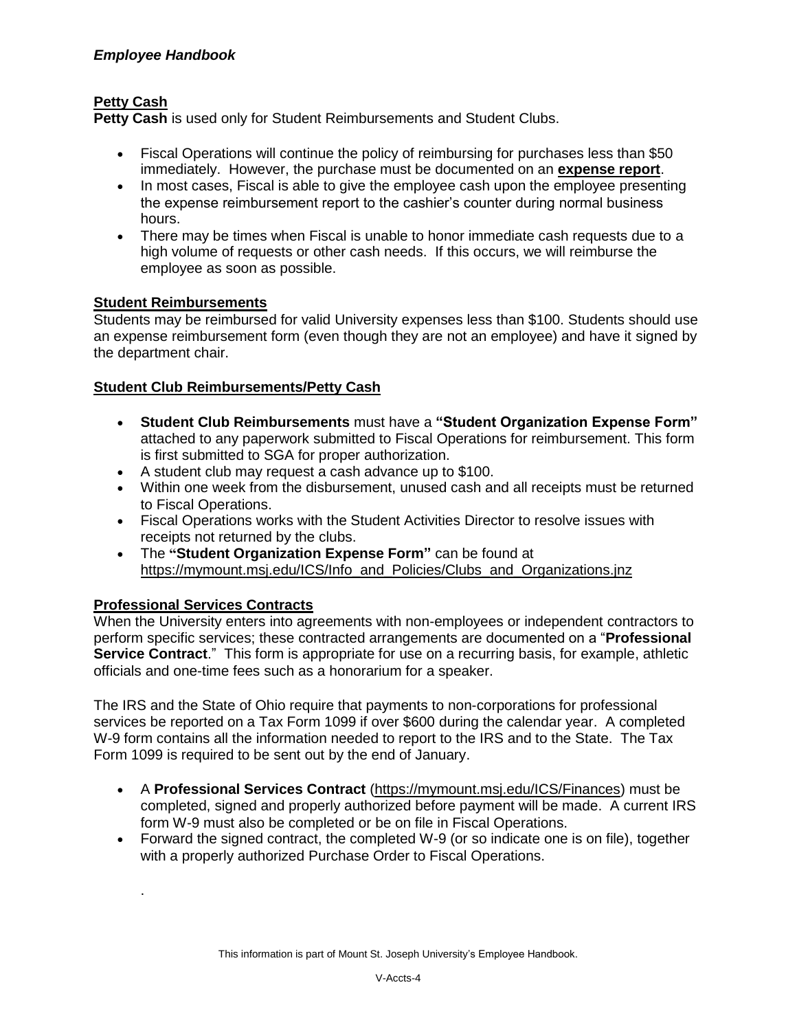## Petty Cash

**Petty Cash** is used only for Student Reimbursements and Student Clubs.

- Fiscal Operations will continue the policy of reimbursing for purchases less than $50 immediately. However, the purchase must be documented on an **expense report**.
- In most cases, Fiscal is able to give the employee cash upon the employee presenting the expense reimbursement report to the cashier's counter during normal business hours.
- There may be times when Fiscal is unable to honor immediate cash requests due to a high volume of requests or other cash needs. If this occurs, we will reimburse the employee as soon as possible.

## Student Reimbursements

Students may be reimbursed for valid University expenses less than $100. Students should use an expense reimbursement form (even though they are not an employee) and have it signed by the department chair.

## Student Club Reimbursements/Petty Cash

- **Student Club Reimbursements** must have a **"Student Organization Expense Form"** attached to any paperwork submitted to Fiscal Operations for reimbursement. This form is first submitted to SGA for proper authorization.
- A student club may request a cash advance up to $100.
- Within one week from the disbursement, unused cash and all receipts must be returned to Fiscal Operations.
- Fiscal Operations works with the Student Activities Director to resolve issues with receipts not returned by the clubs.
- The **"Student Organization Expense Form"** can be found at https://mymount.msj.edu/ICS/Info_and_Policies/Clubs_and_Organizations.jnz

## Professional Services Contracts

When the University enters into agreements with non-employees or independent contractors to perform specific services; these contracted arrangements are documented on a "**Professional Service Contract**." This form is appropriate for use on a recurring basis, for example, athletic officials and one-time fees such as a honorarium for a speaker.

The IRS and the State of Ohio require that payments to non-corporations for professional services be reported on a Tax Form 1099 if over $600 during the calendar year. A completed W-9 form contains all the information needed to report to the IRS and to the State. The Tax Form 1099 is required to be sent out by the end of January.

- A **Professional Services Contract** (https://mymount.msj.edu/ICS/Finances) must be completed, signed and properly authorized before payment will be made. A current IRS form W-9 must also be completed or be on file in Fiscal Operations.
- Forward the signed contract, the completed W-9 (or so indicate one is on file), together with a properly authorized Purchase Order to Fiscal Operations.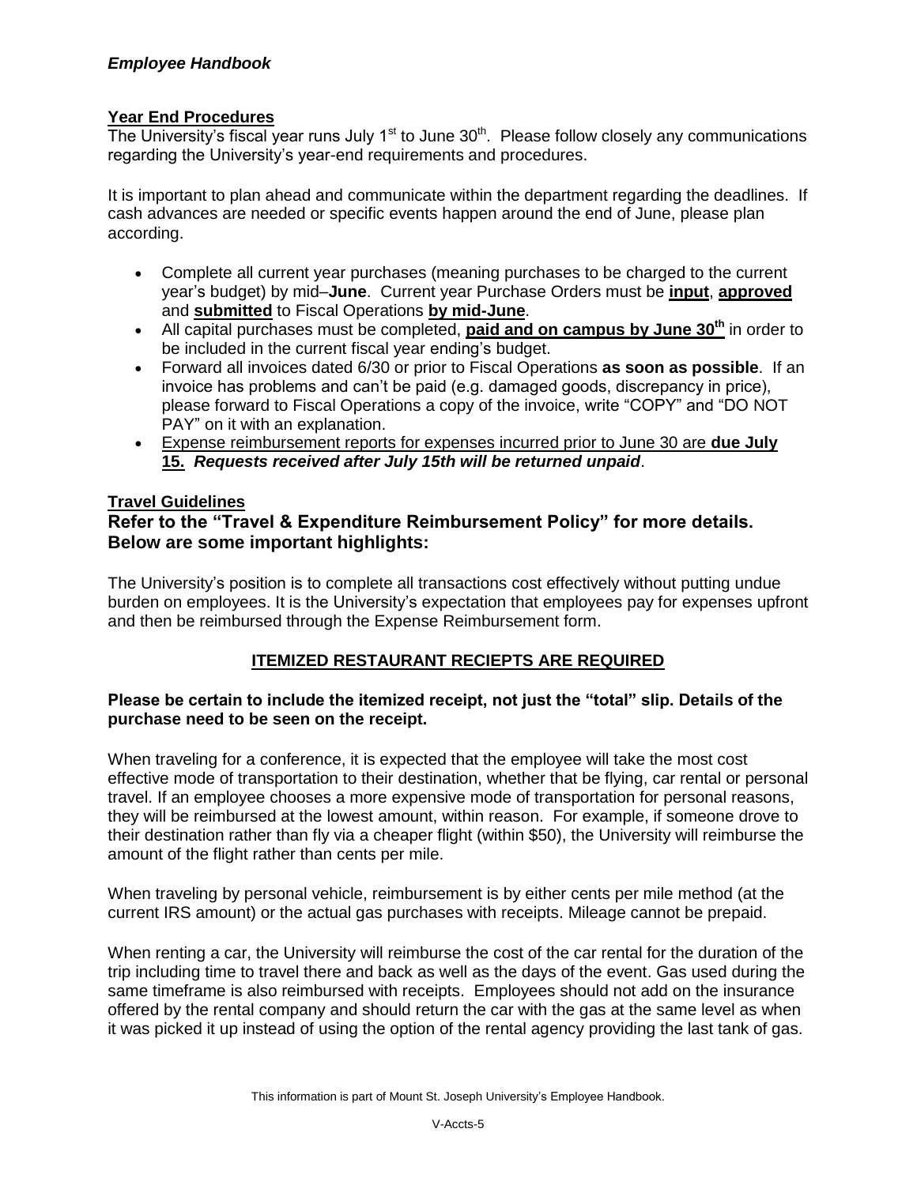## Year End Procedures

The University's fiscal year runs July 1st to June 30th. Please follow closely any communications regarding the University's year-end requirements and procedures.

It is important to plan ahead and communicate within the department regarding the deadlines. If cash advances are needed or specific events happen around the end of June, please plan according.

- Complete all current year purchases (meaning purchases to be charged to the current year's budget) by mid–**June**. Current year Purchase Orders must be **input**, **approved** and **submitted** to Fiscal Operations **by mid-June**.
- All capital purchases must be completed, **paid and on campus by June 30th** in order to be included in the current fiscal year ending's budget.
- Forward all invoices dated 6/30 or prior to Fiscal Operations **as soon as possible**. If an invoice has problems and can't be paid (e.g. damaged goods, discrepancy in price), please forward to Fiscal Operations a copy of the invoice, write "COPY" and "DO NOT PAY" on it with an explanation.
- Expense reimbursement reports for expenses incurred prior to June 30 are **due July 15.** ***Requests received after July 15th will be returned unpaid***.

## Travel Guidelines

### Refer to the "Travel & Expenditure Reimbursement Policy" for more details. Below are some important highlights:

The University's position is to complete all transactions cost effectively without putting undue burden on employees. It is the University's expectation that employees pay for expenses upfront and then be reimbursed through the Expense Reimbursement form.

**ITEMIZED RESTAURANT RECIEPTS ARE REQUIRED**

**Please be certain to include the itemized receipt, not just the "total" slip. Details of the purchase need to be seen on the receipt.**

When traveling for a conference, it is expected that the employee will take the most cost effective mode of transportation to their destination, whether that be flying, car rental or personal travel. If an employee chooses a more expensive mode of transportation for personal reasons, they will be reimbursed at the lowest amount, within reason. For example, if someone drove to their destination rather than fly via a cheaper flight (within $50), the University will reimburse the amount of the flight rather than cents per mile.

When traveling by personal vehicle, reimbursement is by either cents per mile method (at the current IRS amount) or the actual gas purchases with receipts. Mileage cannot be prepaid.

When renting a car, the University will reimburse the cost of the car rental for the duration of the trip including time to travel there and back as well as the days of the event. Gas used during the same timeframe is also reimbursed with receipts. Employees should not add on the insurance offered by the rental company and should return the car with the gas at the same level as when it was picked it up instead of using the option of the rental agency providing the last tank of gas.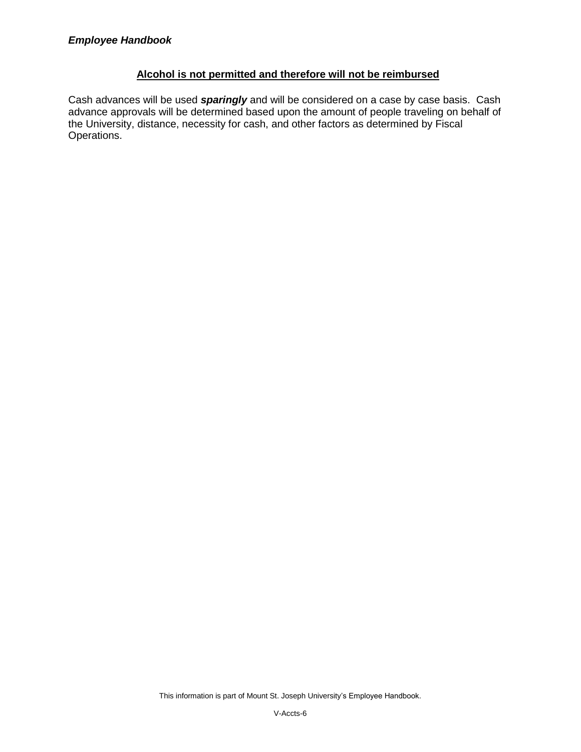**Alcohol is not permitted and therefore will not be reimbursed**

Cash advances will be used ***sparingly*** and will be considered on a case by case basis. Cash advance approvals will be determined based upon the amount of people traveling on behalf of the University, distance, necessity for cash, and other factors as determined by Fiscal Operations.